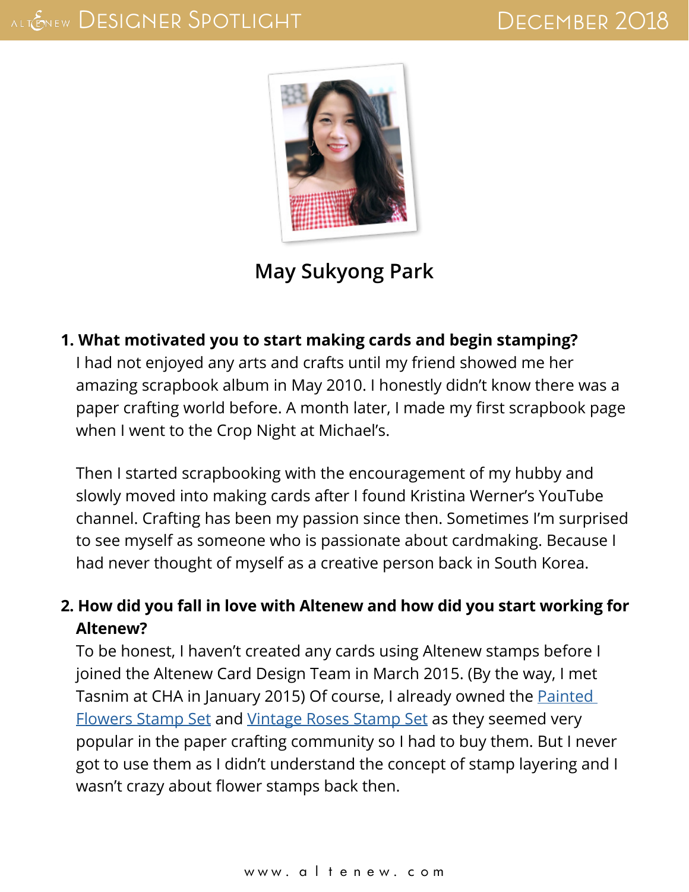# May Sukyong Park

**1. What motivated you to start making cards and begin stamping?**

I had not enjoyed any arts and crafts until my friend showed me her amazing scrapbook album in May 2010. I honestly didn't know there was a paper crafting world before. A month later, I made my first scrapbook page when I went to the Crop Night at Michael's.

Then I started scrapbooking with the encouragement of my hubby and slowly moved into making cards after I found Kristina Werner's YouTube channel. Crafting has been my passion since then. Sometimes I'm surprised to see myself as someone who is passionate about cardmaking. Because I had never thought of myself as a creative person back in South Korea.

**2. How did you fall in love with Altenew and how did you start working for Altenew?**

To be honest, I haven't created any cards using Altenew stamps before I joined the Altenew Card Design Team in March 2015. (By the way, I met Tasnim at CHA in January 2015) Of course, I already owned the Painted Flowers Stamp Set and Vintage Roses Stamp Set as they seemed very popular in the paper crafting community so I had to buy them. But I never got to use them as I didn't understand the concept of stamp layering and I wasn't crazy about flower stamps back then.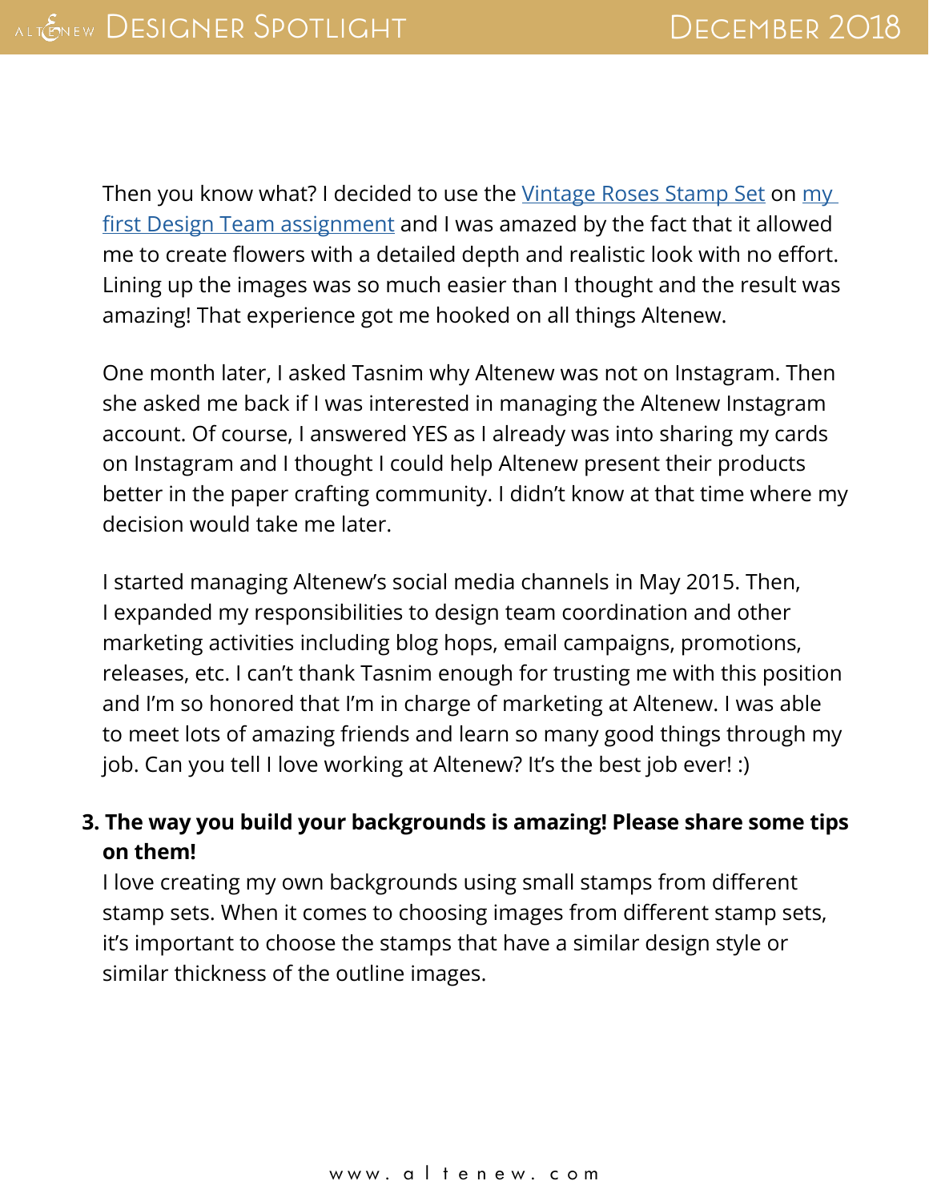Then you know what? I decided to use the Vintage Roses Stamp Set on my first Design Team assignment and I was amazed by the fact that it allowed me to create flowers with a detailed depth and realistic look with no effort. Lining up the images was so much easier than I thought and the result was amazing! That experience got me hooked on all things Altenew.

One month later, I asked Tasnim why Altenew was not on Instagram. Then she asked me back if I was interested in managing the Altenew Instagram account. Of course, I answered YES as I already was into sharing my cards on Instagram and I thought I could help Altenew present their products better in the paper crafting community. I didn't know at that time where my decision would take me later.

I started managing Altenew's social media channels in May 2015. Then, I expanded my responsibilities to design team coordination and other marketing activities including blog hops, email campaigns, promotions, releases, etc. I can't thank Tasnim enough for trusting me with this position and I'm so honored that I'm in charge of marketing at Altenew. I was able to meet lots of amazing friends and learn so many good things through my job. Can you tell I love working at Altenew? It's the best job ever! :)

3. **The way you build your backgrounds is amazing! Please share some tips on them!**
   I love creating my own backgrounds using small stamps from different stamp sets. When it comes to choosing images from different stamp sets, it's important to choose the stamps that have a similar design style or similar thickness of the outline images.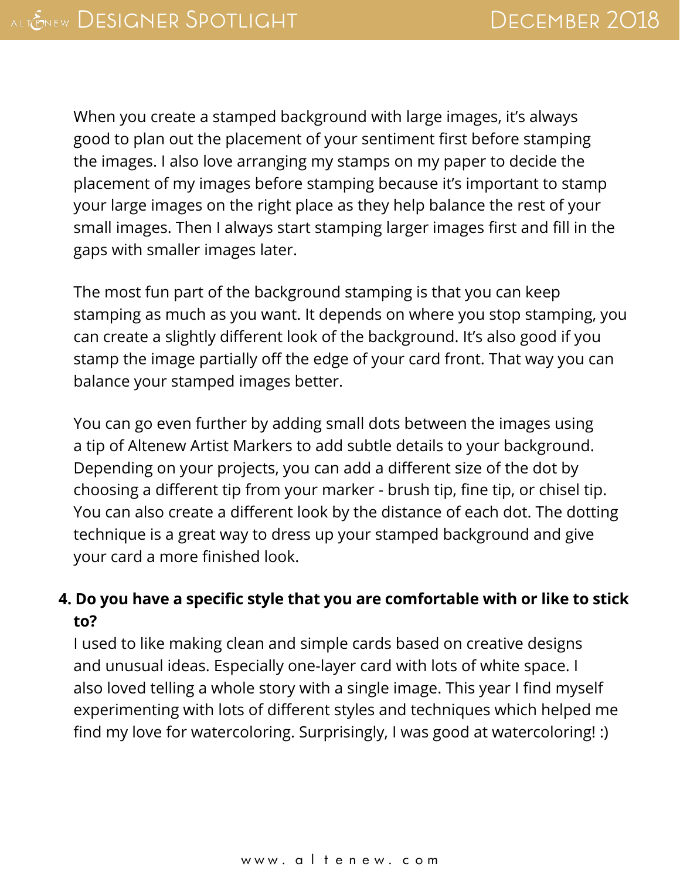When you create a stamped background with large images, it's always good to plan out the placement of your sentiment first before stamping the images. I also love arranging my stamps on my paper to decide the placement of my images before stamping because it's important to stamp your large images on the right place as they help balance the rest of your small images. Then I always start stamping larger images first and fill in the gaps with smaller images later.

The most fun part of the background stamping is that you can keep stamping as much as you want. It depends on where you stop stamping, you can create a slightly different look of the background. It's also good if you stamp the image partially off the edge of your card front. That way you can balance your stamped images better.

You can go even further by adding small dots between the images using a tip of Altenew Artist Markers to add subtle details to your background. Depending on your projects, you can add a different size of the dot by choosing a different tip from your marker - brush tip, fine tip, or chisel tip. You can also create a different look by the distance of each dot. The dotting technique is a great way to dress up your stamped background and give your card a more finished look.

4. **Do you have a specific style that you are comfortable with or like to stick to?**

   I used to like making clean and simple cards based on creative designs and unusual ideas. Especially one-layer card with lots of white space. I also loved telling a whole story with a single image. This year I find myself experimenting with lots of different styles and techniques which helped me find my love for watercoloring. Surprisingly, I was good at watercoloring! :)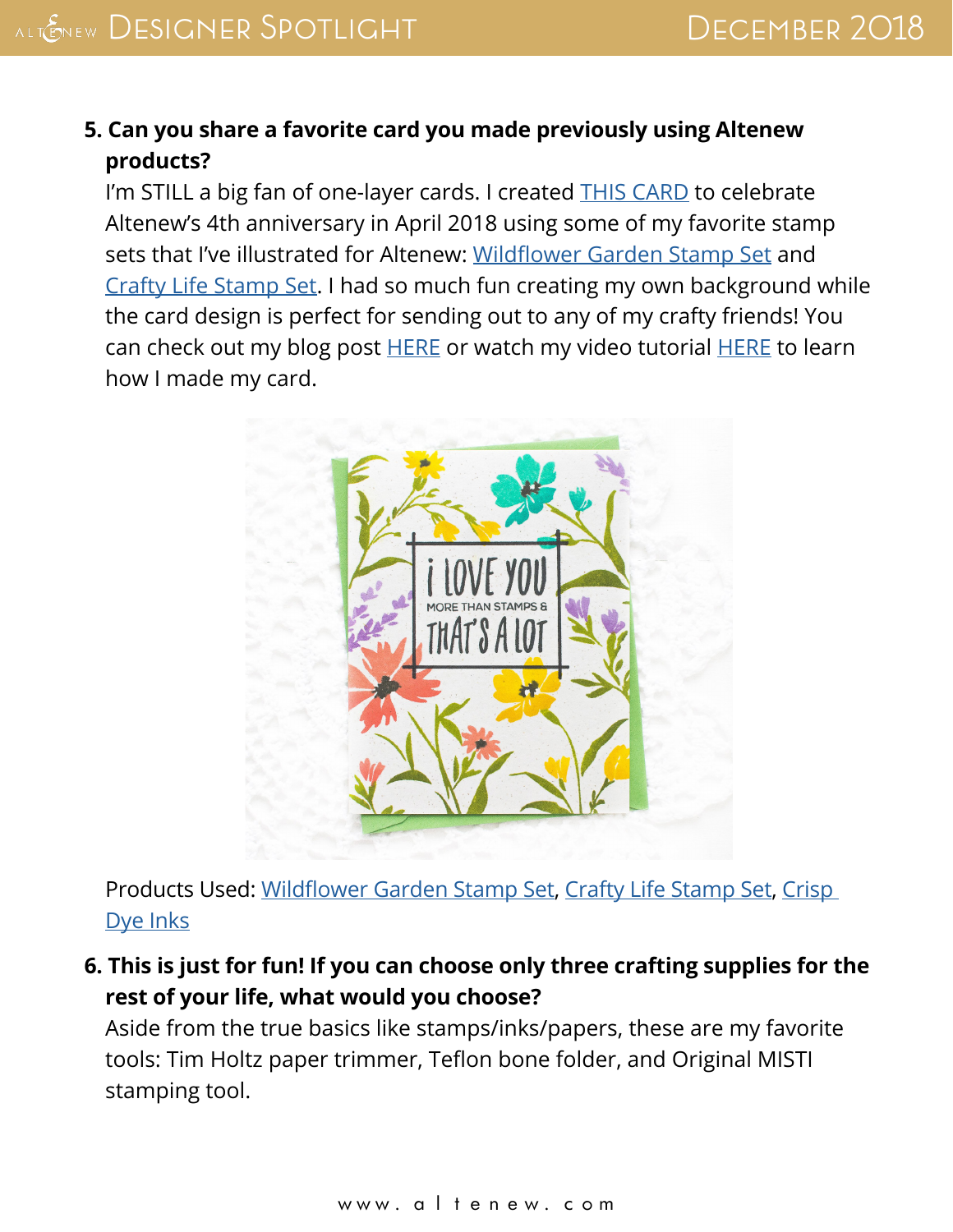5. **Can you share a favorite card you made previously using Altenew products?**

   I'm STILL a big fan of one-layer cards. I created THIS CARD to celebrate Altenew's 4th anniversary in April 2018 using some of my favorite stamp sets that I've illustrated for Altenew: Wildflower Garden Stamp Set and Crafty Life Stamp Set. I had so much fun creating my own background while the card design is perfect for sending out to any of my crafty friends! You can check out my blog post HERE or watch my video tutorial HERE to learn how I made my card.

   Products Used: Wildflower Garden Stamp Set, Crafty Life Stamp Set, Crisp Dye Inks

6. **This is just for fun! If you can choose only three crafting supplies for the rest of your life, what would you choose?**

   Aside from the true basics like stamps/inks/papers, these are my favorite tools: Tim Holtz paper trimmer, Teflon bone folder, and Original MISTI stamping tool.